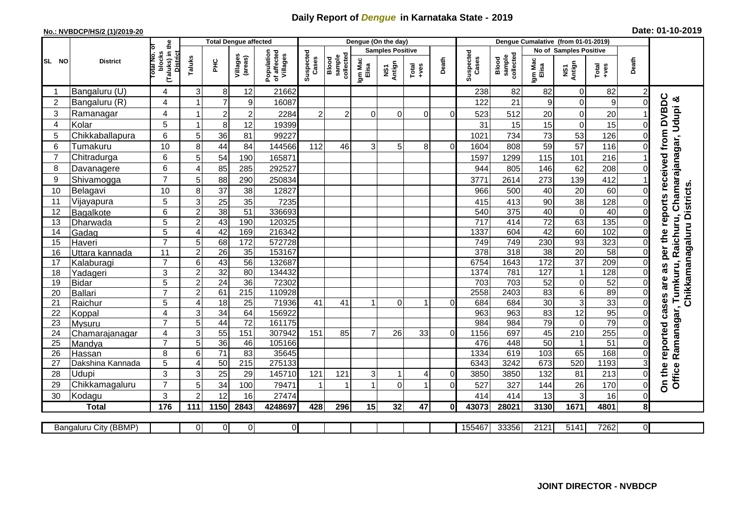# Daily Report of *Dengue* in Karnataka State - 2019

**No.: NVBDCP/HS/2 (1)/2019-20**

**Date: 01-10-2019**

| SL NO | District | Total No. of blocks (Taluks) in the District | Total Dengue affected | | | | Dengue (On the day) | | | | | | Dengue Cumalative (from 01-01-2019) | | | | | | |
|---|---|---|---|---|---|---|---|---|---|---|---|---|---|---|---|---|---|---|---|
| | | | Taluks | PHC | Villages (areas) | Population of affected Villages | Suspected Cases | Blood sample collected | Samples Positive | | | Death | Suspected Cases | Blood sample collected | No of Samples Positive | | | Death | |
| | | | | | | | | | Igm Mac Elisa | NS1 Antign | Total +ves | | | | Igm Mac Elisa | NS1 Antign | Total +ves | | |
| 1 | Bangaluru (U) | 4 | 3 | 8 | 12 | 21662 | | | | | | | 238 | 82 | 82 | 0 | 82 | 2 | On the reported cases are as per the reports received from DVBDC Office Ramanagar, Tumkuru, Raichuru, Chamarajanagar, Udupi & Chikkamanagaluru Districts. |
| 2 | Bangaluru (R) | 4 | 1 | 7 | 9 | 16087 | | | | | | | 122 | 21 | 9 | 0 | 9 | 0 | |
| 3 | Ramanagar | 4 | 1 | 2 | 2 | 2284 | 2 | 2 | 0 | 0 | 0 | 0 | 523 | 512 | 20 | 0 | 20 | 1 | |
| 4 | Kolar | 5 | 1 | 8 | 12 | 19399 | | | | | | | 31 | 15 | 15 | 0 | 15 | 0 | |
| 5 | Chikkaballapura | 6 | 5 | 36 | 81 | 99227 | | | | | | | 1021 | 734 | 73 | 53 | 126 | 0 | |
| 6 | Tumakuru | 10 | 8 | 44 | 84 | 144566 | 112 | 46 | 3 | 5 | 8 | 0 | 1604 | 808 | 59 | 57 | 116 | 0 | |
| 7 | Chitradurga | 6 | 5 | 54 | 190 | 165871 | | | | | | | 1597 | 1299 | 115 | 101 | 216 | 1 | |
| 8 | Davanagere | 6 | 4 | 85 | 285 | 292527 | | | | | | | 944 | 805 | 146 | 62 | 208 | 0 | |
| 9 | Shivamogga | 7 | 5 | 88 | 290 | 250834 | | | | | | | 3771 | 2614 | 273 | 139 | 412 | 1 | |
| 10 | Belagavi | 10 | 8 | 37 | 38 | 12827 | | | | | | | 966 | 500 | 40 | 20 | 60 | 0 | |
| 11 | Vijayapura | 5 | 3 | 25 | 35 | 7235 | | | | | | | 415 | 413 | 90 | 38 | 128 | 0 | |
| 12 | Bagalkote | 6 | 2 | 38 | 51 | 336693 | | | | | | | 540 | 375 | 40 | 0 | 40 | 0 | |
| 13 | Dharwada | 5 | 2 | 43 | 190 | 120325 | | | | | | | 717 | 414 | 72 | 63 | 135 | 0 | |
| 14 | Gadag | 5 | 4 | 42 | 169 | 216342 | | | | | | | 1337 | 604 | 42 | 60 | 102 | 0 | |
| 15 | Haveri | 7 | 5 | 68 | 172 | 572728 | | | | | | | 749 | 749 | 230 | 93 | 323 | 0 | |
| 16 | Uttara kannada | 11 | 2 | 26 | 35 | 153167 | | | | | | | 378 | 318 | 38 | 20 | 58 | 0 | |
| 17 | Kalaburagi | 7 | 6 | 43 | 56 | 132687 | | | | | | | 6754 | 1643 | 172 | 37 | 209 | 0 | |
| 18 | Yadageri | 3 | 2 | 32 | 80 | 134432 | | | | | | | 1374 | 781 | 127 | 1 | 128 | 0 | |
| 19 | Bidar | 5 | 2 | 24 | 36 | 72302 | | | | | | | 703 | 703 | 52 | 0 | 52 | 0 | |
| 20 | Ballari | 7 | 2 | 61 | 215 | 110928 | | | | | | | 2558 | 2403 | 83 | 6 | 89 | 0 | |
| 21 | Raichur | 5 | 4 | 18 | 25 | 71936 | 41 | 41 | 1 | 0 | 1 | 0 | 684 | 684 | 30 | 3 | 33 | 0 | |
| 22 | Koppal | 4 | 3 | 34 | 64 | 156922 | | | | | | | 963 | 963 | 83 | 12 | 95 | 0 | |
| 23 | Mysuru | 7 | 5 | 44 | 72 | 161175 | | | | | | | 984 | 984 | 79 | 0 | 79 | 0 | |
| 24 | Chamarajanagar | 4 | 3 | 55 | 151 | 307942 | 151 | 85 | 7 | 26 | 33 | 0 | 1156 | 697 | 45 | 210 | 255 | 0 | |
| 25 | Mandya | 7 | 5 | 36 | 46 | 105166 | | | | | | | 476 | 448 | 50 | 1 | 51 | 0 | |
| 26 | Hassan | 8 | 6 | 71 | 83 | 35645 | | | | | | | 1334 | 619 | 103 | 65 | 168 | 0 | |
| 27 | Dakshina Kannada | 5 | 4 | 50 | 215 | 275133 | | | | | | | 6343 | 3242 | 673 | 520 | 1193 | 3 | |
| 28 | Udupi | 3 | 3 | 25 | 29 | 145710 | 121 | 121 | 3 | 1 | 4 | 0 | 3850 | 3850 | 132 | 81 | 213 | 0 | |
| 29 | Chikkamagaluru | 7 | 5 | 34 | 100 | 79471 | 1 | 1 | 1 | 0 | 1 | 0 | 527 | 327 | 144 | 26 | 170 | 0 | |
| 30 | Kodagu | 3 | 2 | 12 | 16 | 27474 | | | | | | | 414 | 414 | 13 | 3 | 16 | 0 | |
| | **Total** | **176** | **111** | **1150** | **2843** | **4248697** | **428** | **296** | **15** | **32** | **47** | **0** | **43073** | **28021** | **3130** | **1671** | **4801** | **8** | |
| | Bangaluru City (BBMP) | | 0 | 0 | 0 | 0 | | | | | | | 155467 | 33356 | 2121 | 5141 | 7262 | 0 | |

**JOINT DIRECTOR - NVBDCP**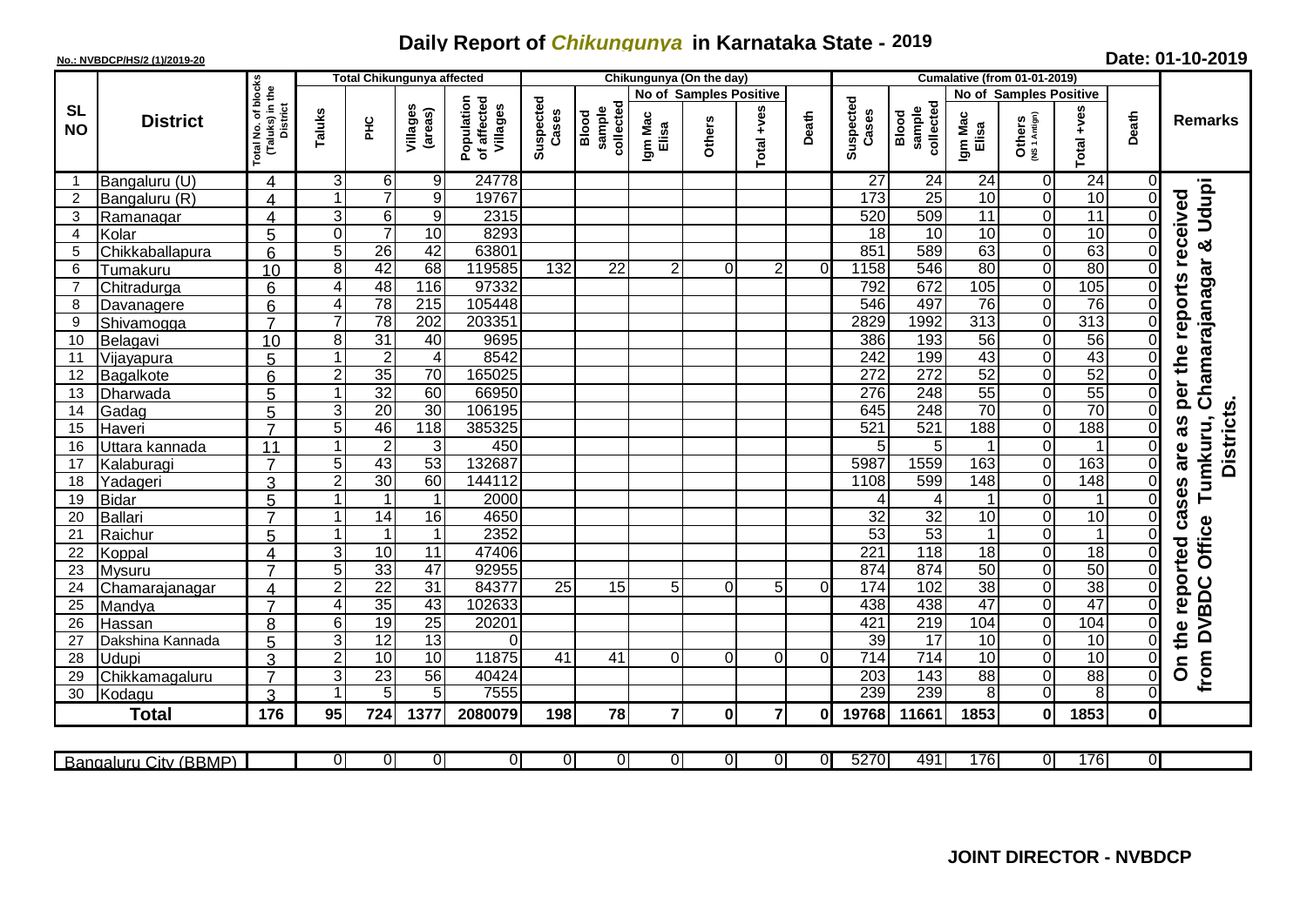# Daily Report of *Chikungunya* in Karnataka State - 2019

**No.: NVBDCP/HS/2 (1)/2019-20**

**Date: 01-10-2019**

| SL NO | District | Total No. of blocks (Taluks) in the District | Total Chikungunya affected | | | | Chikungunya (On the day) | | | | | | | Cumalative (from 01-01-2019) | | | | | | | Remarks |
|---|---|---|---|---|---|---|---|---|---|---|---|---|---|---|---|---|---|---|---|---|---|
| | | | Taluks | PHC | Villages (areas) | Population of affected Villages | Suspected Cases | Blood sample collected | No of Samples Positive | | | Death | Suspected Cases | Blood sample collected | No of Samples Positive | | | Death | |
| | | | | | | | | | Igm Mac Elisa | Others | Total +ves | | | | Igm Mac Elisa | Others (NS1 Antign) | Total +ves | | |
| 1 | Bangaluru (U) | 4 | 3 | 6 | 9 | 24778 | | | | | | | 27 | 24 | 24 | 0 | 24 | 0 | On the reported cases are as per the reports received from DVBDC Office Tumkuru, Chamarajanagar & Udupi Districts. |
| 2 | Bangaluru (R) | 4 | 1 | 7 | 9 | 19767 | | | | | | | 173 | 25 | 10 | 0 | 10 | 0 | |
| 3 | Ramanagar | 4 | 3 | 6 | 9 | 2315 | | | | | | | 520 | 509 | 11 | 0 | 11 | 0 | |
| 4 | Kolar | 5 | 0 | 7 | 10 | 8293 | | | | | | | 18 | 10 | 10 | 0 | 10 | 0 | |
| 5 | Chikkaballapura | 6 | 5 | 26 | 42 | 63801 | | | | | | | 851 | 589 | 63 | 0 | 63 | 0 | |
| 6 | Tumakuru | 10 | 8 | 42 | 68 | 119585 | 132 | 22 | 2 | 0 | 2 | 0 | 1158 | 546 | 80 | 0 | 80 | 0 | |
| 7 | Chitradurga | 6 | 4 | 48 | 116 | 97332 | | | | | | | 792 | 672 | 105 | 0 | 105 | 0 | |
| 8 | Davanagere | 6 | 4 | 78 | 215 | 105448 | | | | | | | 546 | 497 | 76 | 0 | 76 | 0 | |
| 9 | Shivamogga | 7 | 7 | 78 | 202 | 203351 | | | | | | | 2829 | 1992 | 313 | 0 | 313 | 0 | |
| 10 | Belagavi | 10 | 8 | 31 | 40 | 9695 | | | | | | | 386 | 193 | 56 | 0 | 56 | 0 | |
| 11 | Vijayapura | 5 | 1 | 2 | 4 | 8542 | | | | | | | 242 | 199 | 43 | 0 | 43 | 0 | |
| 12 | Bagalkote | 6 | 2 | 35 | 70 | 165025 | | | | | | | 272 | 272 | 52 | 0 | 52 | 0 | |
| 13 | Dharwada | 5 | 1 | 32 | 60 | 66950 | | | | | | | 276 | 248 | 55 | 0 | 55 | 0 | |
| 14 | Gadag | 5 | 3 | 20 | 30 | 106195 | | | | | | | 645 | 248 | 70 | 0 | 70 | 0 | |
| 15 | Haveri | 7 | 5 | 46 | 118 | 385325 | | | | | | | 521 | 521 | 188 | 0 | 188 | 0 | |
| 16 | Uttara kannada | 11 | 1 | 2 | 3 | 450 | | | | | | | 5 | 5 | 1 | 0 | 1 | 0 | |
| 17 | Kalaburagi | 7 | 5 | 43 | 53 | 132687 | | | | | | | 5987 | 1559 | 163 | 0 | 163 | 0 | |
| 18 | Yadageri | 3 | 2 | 30 | 60 | 144112 | | | | | | | 1108 | 599 | 148 | 0 | 148 | 0 | |
| 19 | Bidar | 5 | 1 | 1 | 1 | 2000 | | | | | | | 4 | 4 | 1 | 0 | 1 | 0 | |
| 20 | Ballari | 7 | 1 | 14 | 16 | 4650 | | | | | | | 32 | 32 | 10 | 0 | 10 | 0 | |
| 21 | Raichur | 5 | 1 | 1 | 1 | 2352 | | | | | | | 53 | 53 | 1 | 0 | 1 | 0 | |
| 22 | Koppal | 4 | 3 | 10 | 11 | 47406 | | | | | | | 221 | 118 | 18 | 0 | 18 | 0 | |
| 23 | Mysuru | 7 | 5 | 33 | 47 | 92955 | | | | | | | 874 | 874 | 50 | 0 | 50 | 0 | |
| 24 | Chamarajanagar | 4 | 2 | 22 | 31 | 84377 | 25 | 15 | 5 | 0 | 5 | 0 | 174 | 102 | 38 | 0 | 38 | 0 | |
| 25 | Mandya | 7 | 4 | 35 | 43 | 102633 | | | | | | | 438 | 438 | 47 | 0 | 47 | 0 | |
| 26 | Hassan | 8 | 6 | 19 | 25 | 20201 | | | | | | | 421 | 219 | 104 | 0 | 104 | 0 | |
| 27 | Dakshina Kannada | 5 | 3 | 12 | 13 | 0 | | | | | | | 39 | 17 | 10 | 0 | 10 | 0 | |
| 28 | Udupi | 3 | 2 | 10 | 10 | 11875 | 41 | 41 | 0 | 0 | 0 | 0 | 714 | 714 | 10 | 0 | 10 | 0 | |
| 29 | Chikkamagaluru | 7 | 3 | 23 | 56 | 40424 | | | | | | | 203 | 143 | 88 | 0 | 88 | 0 | |
| 30 | Kodagu | 3 | 1 | 5 | 5 | 7555 | | | | | | | 239 | 239 | 8 | 0 | 8 | 0 | |
| **Total** | | **176** | **95** | **724** | **1377** | **2080079** | **198** | **78** | **7** | **0** | **7** | **0** | **19768** | **11661** | **1853** | **0** | **1853** | **0** | |

| | | | | | | | | | | | | | | | | | | | |
|---|---|---|---|---|---|---|---|---|---|---|---|---|---|---|---|---|---|---|---|
| Bangaluru City (BBMP) | | 0 | 0 | 0 | 0 | 0 | 0 | 0 | 0 | 0 | 0 | 5270 | 491 | 176 | 0 | 176 | 0 | |

**JOINT DIRECTOR - NVBDCP**